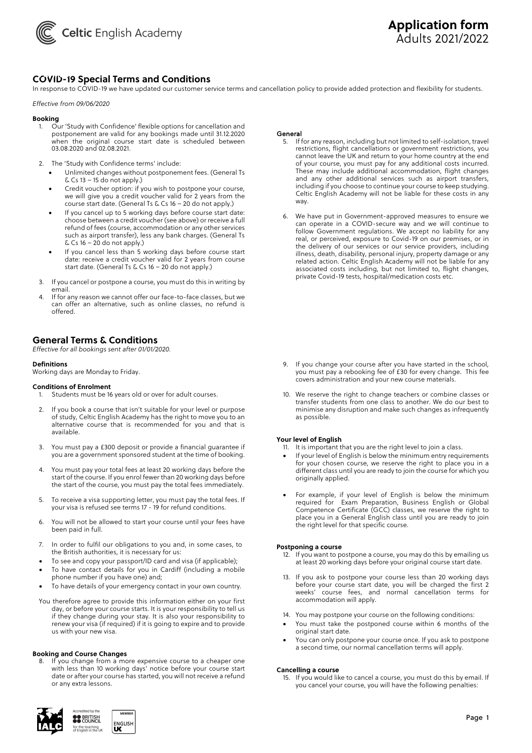# Application form
Adults 2021/2022

## COVID-19 Special Terms and Conditions

In response to COVID-19 we have updated our customer service terms and cancellation policy to provide added protection and flexibility for students.

*Effective from 09/06/2020*

### Booking

1. Our 'Study with Confidence' flexible options for cancellation and postponement are valid for any bookings made until 31.12.2020 when the original course start date is scheduled between 03.08.2020 and 02.08.2021.
2. The 'Study with Confidence terms' include:
   - Unlimited changes without postponement fees. (General Ts & Cs 13 – 15 do not apply.)
   - Credit voucher option: if you wish to postpone your course, we will give you a credit voucher valid for 2 years from the course start date. (General Ts & Cs 16 – 20 do not apply.)
   - If you cancel up to 5 working days before course start date: choose between a credit voucher (see above) or receive a full refund of fees (course, accommodation or any other services such as airport transfer), less any bank charges. (General Ts & Cs 16 – 20 do not apply.)
   - If you cancel less than 5 working days before course start date: receive a credit voucher valid for 2 years from course start date. (General Ts & Cs 16 – 20 do not apply.)
3. If you cancel or postpone a course, you must do this in writing by email.
4. If for any reason we cannot offer our face-to-face classes, but we can offer an alternative, such as online classes, no refund is offered.

### General

5. If for any reason, including but not limited to self-isolation, travel restrictions, flight cancellations or government restrictions, you cannot leave the UK and return to your home country at the end of your course, you must pay for any additional costs incurred. These may include additional accommodation, flight changes and any other additional services such as airport transfers, including if you choose to continue your course to keep studying. Celtic English Academy will not be liable for these costs in any way.
6. We have put in Government-approved measures to ensure we can operate in a COVID-secure way and we will continue to follow Government regulations. We accept no liability for any real, or perceived, exposure to Covid-19 on our premises, or in the delivery of our services or our service providers, including illness, death, disability, personal injury, property damage or any related action. Celtic English Academy will not be liable for any associated costs including, but not limited to, flight changes, private Covid-19 tests, hospital/medication costs etc.

## General Terms & Conditions

*Effective for all bookings sent after 01/01/2020.*

### Definitions

Working days are Monday to Friday.

### Conditions of Enrolment

1. Students must be 16 years old or over for adult courses.
2. If you book a course that isn't suitable for your level or purpose of study, Celtic English Academy has the right to move you to an alternative course that is recommended for you and that is available.
3. You must pay a £300 deposit or provide a financial guarantee if you are a government sponsored student at the time of booking.
4. You must pay your total fees at least 20 working days before the start of the course. If you enrol fewer than 20 working days before the start of the course, you must pay the total fees immediately.
5. To receive a visa supporting letter, you must pay the total fees. If your visa is refused see terms 17 - 19 for refund conditions.
6. You will not be allowed to start your course until your fees have been paid in full.
7. In order to fulfil our obligations to you and, in some cases, to the British authorities, it is necessary for us:
   - To see and copy your passport/ID card and visa (if applicable);
   - To have contact details for you in Cardiff (including a mobile phone number if you have one) and;
   - To have details of your emergency contact in your own country.

   You therefore agree to provide this information either on your first day, or before your course starts. It is your responsibility to tell us if they change during your stay. It is also your responsibility to renew your visa (if required) if it is going to expire and to provide us with your new visa.

### Booking and Course Changes

8. If you change from a more expensive course to a cheaper one with less than 10 working days' notice before your course start date or after your course has started, you will not receive a refund or any extra lessons.
9. If you change your course after you have started in the school, you must pay a rebooking fee of £30 for every change. This fee covers administration and your new course materials.
10. We reserve the right to change teachers or combine classes or transfer students from one class to another. We do our best to minimise any disruption and make such changes as infrequently as possible.

### Your level of English

11. It is important that you are the right level to join a class.
   - If your level of English is below the minimum entry requirements for your chosen course, we reserve the right to place you in a different class until you are ready to join the course for which you originally applied.
   - For example, if your level of English is below the minimum required for Exam Preparation, Business English or Global Competence Certificate (GCC) classes, we reserve the right to place you in a General English class until you are ready to join the right level for that specific course.

### Postponing a course

12. If you want to postpone a course, you may do this by emailing us at least 20 working days before your original course start date.
13. If you ask to postpone your course less than 20 working days before your course start date, you will be charged the first 2 weeks' course fees, and normal cancellation terms for accommodation will apply.
14. You may postpone your course on the following conditions:
   - You must take the postponed course within 6 months of the original start date.
   - You can only postpone your course once. If you ask to postpone a second time, our normal cancellation terms will apply.

### Cancelling a course

15. If you would like to cancel a course, you must do this by email. If you cancel your course, you will have the following penalties: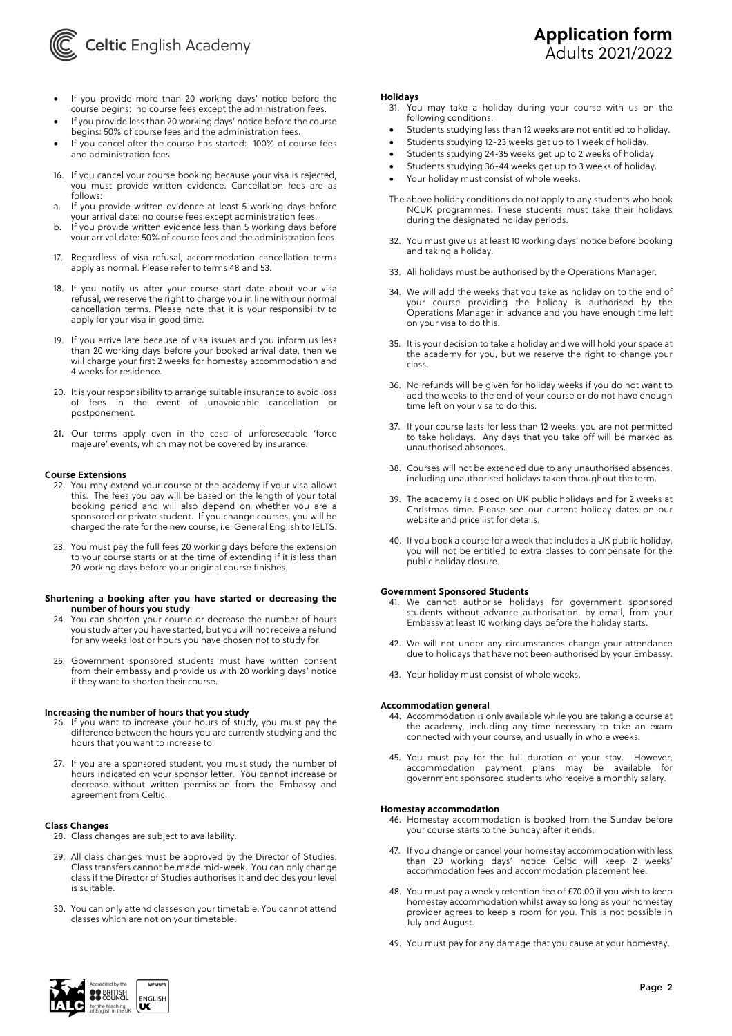- If you provide more than 20 working days' notice before the course begins: no course fees except the administration fees.
- If you provide less than 20 working days' notice before the course begins: 50% of course fees and the administration fees.
- If you cancel after the course has started: 100% of course fees and administration fees.

16. If you cancel your course booking because your visa is rejected, you must provide written evidence. Cancellation fees are as follows:
   a. If you provide written evidence at least 5 working days before your arrival date: no course fees except administration fees.
   b. If you provide written evidence less than 5 working days before your arrival date: 50% of course fees and the administration fees.

17. Regardless of visa refusal, accommodation cancellation terms apply as normal. Please refer to terms 48 and 53.

18. If you notify us after your course start date about your visa refusal, we reserve the right to charge you in line with our normal cancellation terms. Please note that it is your responsibility to apply for your visa in good time.

19. If you arrive late because of visa issues and you inform us less than 20 working days before your booked arrival date, then we will charge your first 2 weeks for homestay accommodation and 4 weeks for residence.

20. It is your responsibility to arrange suitable insurance to avoid loss of fees in the event of unavoidable cancellation or postponement.

21. Our terms apply even in the case of unforeseeable 'force majeure' events, which may not be covered by insurance.

**Course Extensions**

22. You may extend your course at the academy if your visa allows this. The fees you pay will be based on the length of your total booking period and will also depend on whether you are a sponsored or private student. If you change courses, you will be charged the rate for the new course, i.e. General English to IELTS.

23. You must pay the full fees 20 working days before the extension to your course starts or at the time of extending if it is less than 20 working days before your original course finishes.

**Shortening a booking after you have started or decreasing the number of hours you study**

24. You can shorten your course or decrease the number of hours you study after you have started, but you will not receive a refund for any weeks lost or hours you have chosen not to study for.

25. Government sponsored students must have written consent from their embassy and provide us with 20 working days' notice if they want to shorten their course.

**Increasing the number of hours that you study**

26. If you want to increase your hours of study, you must pay the difference between the hours you are currently studying and the hours that you want to increase to.

27. If you are a sponsored student, you must study the number of hours indicated on your sponsor letter. You cannot increase or decrease without written permission from the Embassy and agreement from Celtic.

**Class Changes**

28. Class changes are subject to availability.

29. All class changes must be approved by the Director of Studies. Class transfers cannot be made mid-week. You can only change class if the Director of Studies authorises it and decides your level is suitable.

30. You can only attend classes on your timetable. You cannot attend classes which are not on your timetable.

**Holidays**

31. You may take a holiday during your course with us on the following conditions:

- Students studying less than 12 weeks are not entitled to holiday.
- Students studying 12-23 weeks get up to 1 week of holiday.
- Students studying 24-35 weeks get up to 2 weeks of holiday.
- Students studying 36-44 weeks get up to 3 weeks of holiday.
- Your holiday must consist of whole weeks.

The above holiday conditions do not apply to any students who book NCUK programmes. These students must take their holidays during the designated holiday periods.

32. You must give us at least 10 working days' notice before booking and taking a holiday.

33. All holidays must be authorised by the Operations Manager.

34. We will add the weeks that you take as holiday on to the end of your course providing the holiday is authorised by the Operations Manager in advance and you have enough time left on your visa to do this.

35. It is your decision to take a holiday and we will hold your space at the academy for you, but we reserve the right to change your class.

36. No refunds will be given for holiday weeks if you do not want to add the weeks to the end of your course or do not have enough time left on your visa to do this.

37. If your course lasts for less than 12 weeks, you are not permitted to take holidays. Any days that you take off will be marked as unauthorised absences.

38. Courses will not be extended due to any unauthorised absences, including unauthorised holidays taken throughout the term.

39. The academy is closed on UK public holidays and for 2 weeks at Christmas time. Please see our current holiday dates on our website and price list for details.

40. If you book a course for a week that includes a UK public holiday, you will not be entitled to extra classes to compensate for the public holiday closure.

**Government Sponsored Students**

41. We cannot authorise holidays for government sponsored students without advance authorisation, by email, from your Embassy at least 10 working days before the holiday starts.

42. We will not under any circumstances change your attendance due to holidays that have not been authorised by your Embassy.

43. Your holiday must consist of whole weeks.

**Accommodation general**

44. Accommodation is only available while you are taking a course at the academy, including any time necessary to take an exam connected with your course, and usually in whole weeks.

45. You must pay for the full duration of your stay. However, accommodation payment plans may be available for government sponsored students who receive a monthly salary.

**Homestay accommodation**

46. Homestay accommodation is booked from the Sunday before your course starts to the Sunday after it ends.

47. If you change or cancel your homestay accommodation with less than 20 working days' notice Celtic will keep 2 weeks' accommodation fees and accommodation placement fee.

48. You must pay a weekly retention fee of £70.00 if you wish to keep homestay accommodation whilst away so long as your homestay provider agrees to keep a room for you. This is not possible in July and August.

49. You must pay for any damage that you cause at your homestay.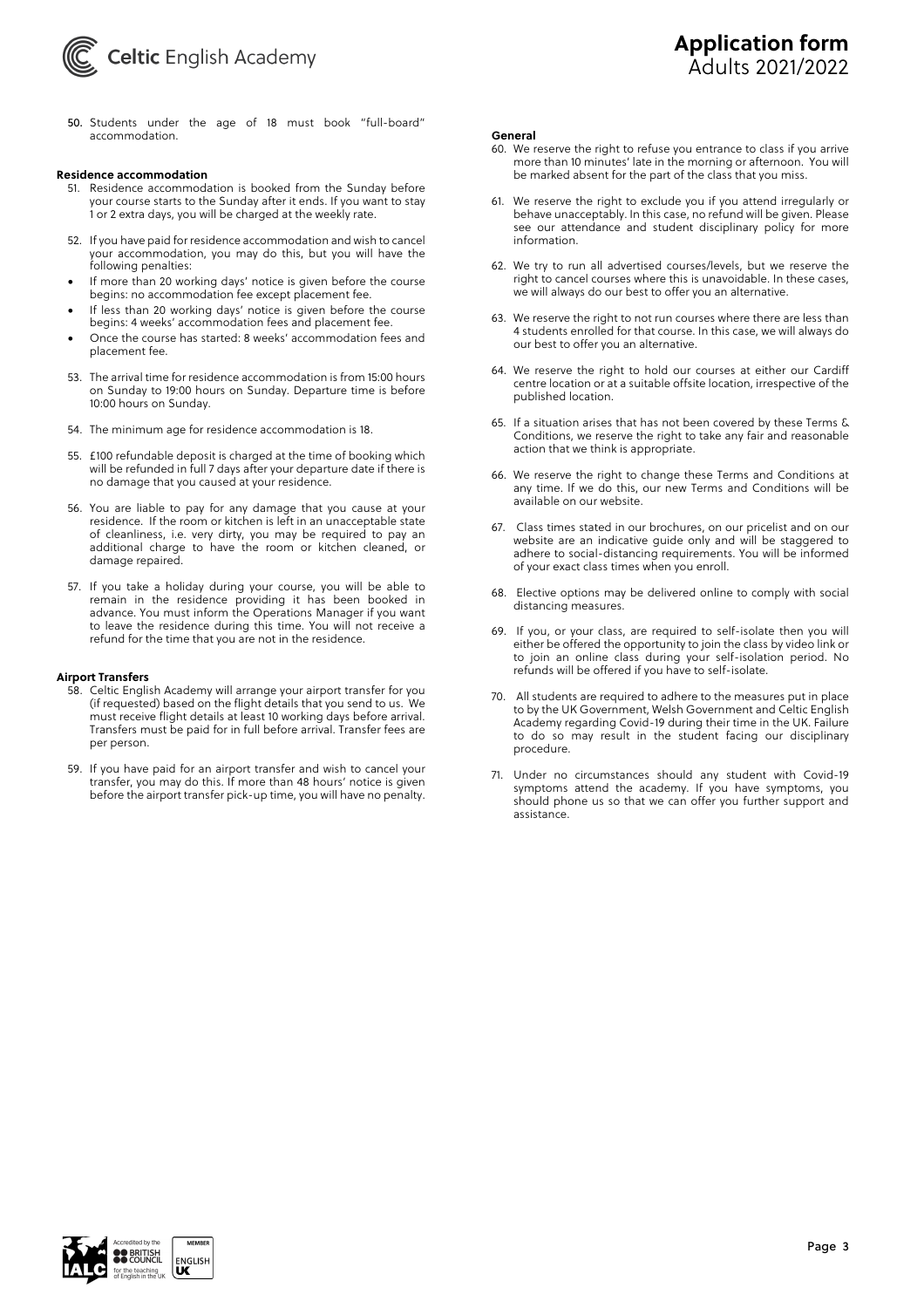50. Students under the age of 18 must book "full-board" accommodation.

**Residence accommodation**

51. Residence accommodation is booked from the Sunday before your course starts to the Sunday after it ends. If you want to stay 1 or 2 extra days, you will be charged at the weekly rate.

52. If you have paid for residence accommodation and wish to cancel your accommodation, you may do this, but you will have the following penalties:

- If more than 20 working days' notice is given before the course begins: no accommodation fee except placement fee.
- If less than 20 working days' notice is given before the course begins: 4 weeks' accommodation fees and placement fee.
- Once the course has started: 8 weeks' accommodation fees and placement fee.

53. The arrival time for residence accommodation is from 15:00 hours on Sunday to 19:00 hours on Sunday. Departure time is before 10:00 hours on Sunday.

54. The minimum age for residence accommodation is 18.

55. £100 refundable deposit is charged at the time of booking which will be refunded in full 7 days after your departure date if there is no damage that you caused at your residence.

56. You are liable to pay for any damage that you cause at your residence. If the room or kitchen is left in an unacceptable state of cleanliness, i.e. very dirty, you may be required to pay an additional charge to have the room or kitchen cleaned, or damage repaired.

57. If you take a holiday during your course, you will be able to remain in the residence providing it has been booked in advance. You must inform the Operations Manager if you want to leave the residence during this time. You will not receive a refund for the time that you are not in the residence.

**Airport Transfers**

58. Celtic English Academy will arrange your airport transfer for you (if requested) based on the flight details that you send to us. We must receive flight details at least 10 working days before arrival. Transfers must be paid for in full before arrival. Transfer fees are per person.

59. If you have paid for an airport transfer and wish to cancel your transfer, you may do this. If more than 48 hours' notice is given before the airport transfer pick-up time, you will have no penalty.

**General**

60. We reserve the right to refuse you entrance to class if you arrive more than 10 minutes' late in the morning or afternoon. You will be marked absent for the part of the class that you miss.

61. We reserve the right to exclude you if you attend irregularly or behave unacceptably. In this case, no refund will be given. Please see our attendance and student disciplinary policy for more information.

62. We try to run all advertised courses/levels, but we reserve the right to cancel courses where this is unavoidable. In these cases, we will always do our best to offer you an alternative.

63. We reserve the right to not run courses where there are less than 4 students enrolled for that course. In this case, we will always do our best to offer you an alternative.

64. We reserve the right to hold our courses at either our Cardiff centre location or at a suitable offsite location, irrespective of the published location.

65. If a situation arises that has not been covered by these Terms & Conditions, we reserve the right to take any fair and reasonable action that we think is appropriate.

66. We reserve the right to change these Terms and Conditions at any time. If we do this, our new Terms and Conditions will be available on our website.

67. Class times stated in our brochures, on our pricelist and on our website are an indicative guide only and will be staggered to adhere to social-distancing requirements. You will be informed of your exact class times when you enroll.

68. Elective options may be delivered online to comply with social distancing measures.

69. If you, or your class, are required to self-isolate then you will either be offered the opportunity to join the class by video link or to join an online class during your self-isolation period. No refunds will be offered if you have to self-isolate.

70. All students are required to adhere to the measures put in place to by the UK Government, Welsh Government and Celtic English Academy regarding Covid-19 during their time in the UK. Failure to do so may result in the student facing our disciplinary procedure.

71. Under no circumstances should any student with Covid-19 symptoms attend the academy. If you have symptoms, you should phone us so that we can offer you further support and assistance.